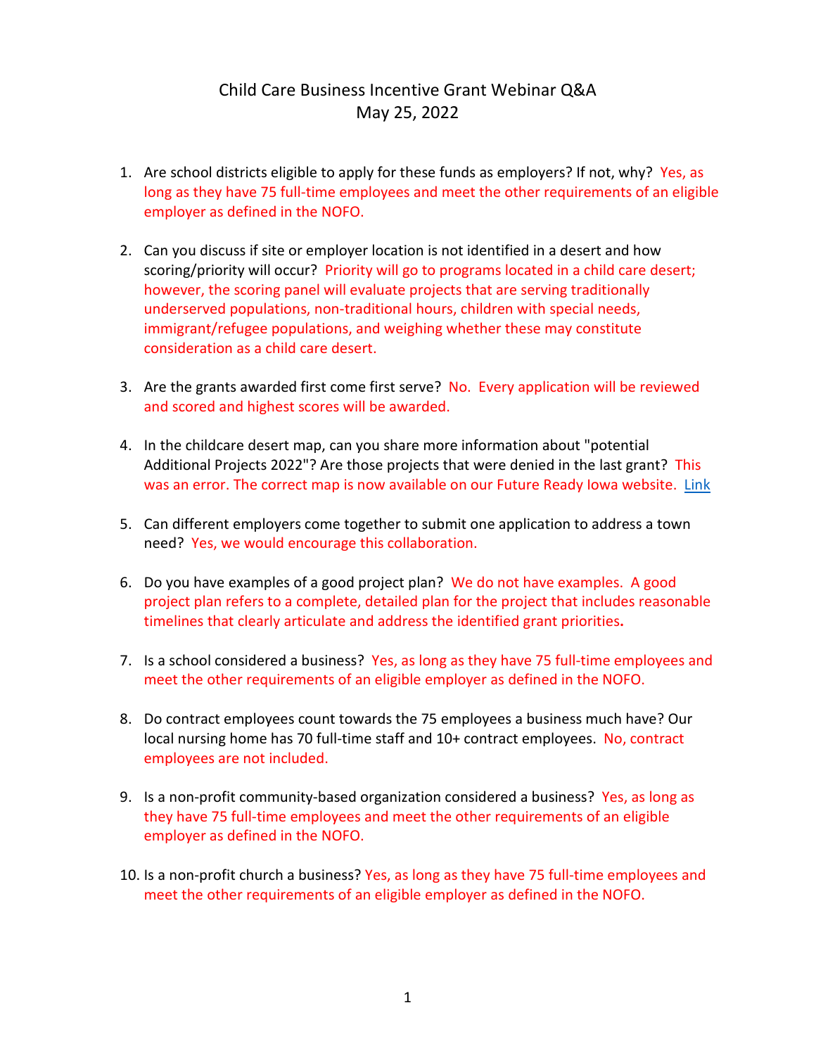# Child Care Business Incentive Grant Webinar Q&A
## May 25, 2022

1. Are school districts eligible to apply for these funds as employers? If not, why? Yes, as long as they have 75 full-time employees and meet the other requirements of an eligible employer as defined in the NOFO.

2. Can you discuss if site or employer location is not identified in a desert and how scoring/priority will occur? Priority will go to programs located in a child care desert; however, the scoring panel will evaluate projects that are serving traditionally underserved populations, non-traditional hours, children with special needs, immigrant/refugee populations, and weighing whether these may constitute consideration as a child care desert.

3. Are the grants awarded first come first serve? No. Every application will be reviewed and scored and highest scores will be awarded.

4. In the childcare desert map, can you share more information about "potential Additional Projects 2022"? Are those projects that were denied in the last grant? This was an error. The correct map is now available on our Future Ready Iowa website. Link

5. Can different employers come together to submit one application to address a town need? Yes, we would encourage this collaboration.

6. Do you have examples of a good project plan? We do not have examples. A good project plan refers to a complete, detailed plan for the project that includes reasonable timelines that clearly articulate and address the identified grant priorities.

7. Is a school considered a business? Yes, as long as they have 75 full-time employees and meet the other requirements of an eligible employer as defined in the NOFO.

8. Do contract employees count towards the 75 employees a business much have? Our local nursing home has 70 full-time staff and 10+ contract employees. No, contract employees are not included.

9. Is a non-profit community-based organization considered a business? Yes, as long as they have 75 full-time employees and meet the other requirements of an eligible employer as defined in the NOFO.

10. Is a non-profit church a business? Yes, as long as they have 75 full-time employees and meet the other requirements of an eligible employer as defined in the NOFO.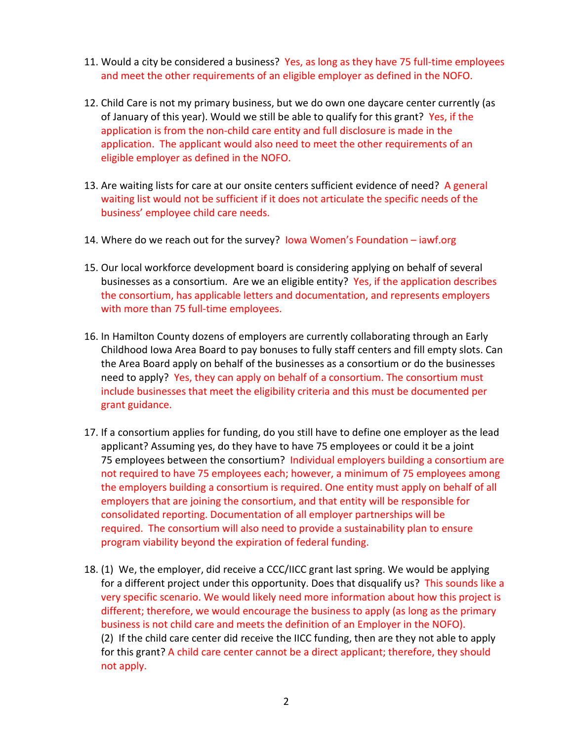11. Would a city be considered a business? Yes, as long as they have 75 full-time employees and meet the other requirements of an eligible employer as defined in the NOFO.

12. Child Care is not my primary business, but we do own one daycare center currently (as of January of this year). Would we still be able to qualify for this grant? Yes, if the application is from the non-child care entity and full disclosure is made in the application. The applicant would also need to meet the other requirements of an eligible employer as defined in the NOFO.

13. Are waiting lists for care at our onsite centers sufficient evidence of need? A general waiting list would not be sufficient if it does not articulate the specific needs of the business' employee child care needs.

14. Where do we reach out for the survey? Iowa Women's Foundation – iawf.org

15. Our local workforce development board is considering applying on behalf of several businesses as a consortium. Are we an eligible entity? Yes, if the application describes the consortium, has applicable letters and documentation, and represents employers with more than 75 full-time employees.

16. In Hamilton County dozens of employers are currently collaborating through an Early Childhood Iowa Area Board to pay bonuses to fully staff centers and fill empty slots. Can the Area Board apply on behalf of the businesses as a consortium or do the businesses need to apply? Yes, they can apply on behalf of a consortium. The consortium must include businesses that meet the eligibility criteria and this must be documented per grant guidance.

17. If a consortium applies for funding, do you still have to define one employer as the lead applicant? Assuming yes, do they have to have 75 employees or could it be a joint 75 employees between the consortium? Individual employers building a consortium are not required to have 75 employees each; however, a minimum of 75 employees among the employers building a consortium is required. One entity must apply on behalf of all employers that are joining the consortium, and that entity will be responsible for consolidated reporting. Documentation of all employer partnerships will be required. The consortium will also need to provide a sustainability plan to ensure program viability beyond the expiration of federal funding.

18. (1) We, the employer, did receive a CCC/IICC grant last spring. We would be applying for a different project under this opportunity. Does that disqualify us? This sounds like a very specific scenario. We would likely need more information about how this project is different; therefore, we would encourage the business to apply (as long as the primary business is not child care and meets the definition of an Employer in the NOFO).
    (2) If the child care center did receive the IICC funding, then are they not able to apply for this grant? A child care center cannot be a direct applicant; therefore, they should not apply.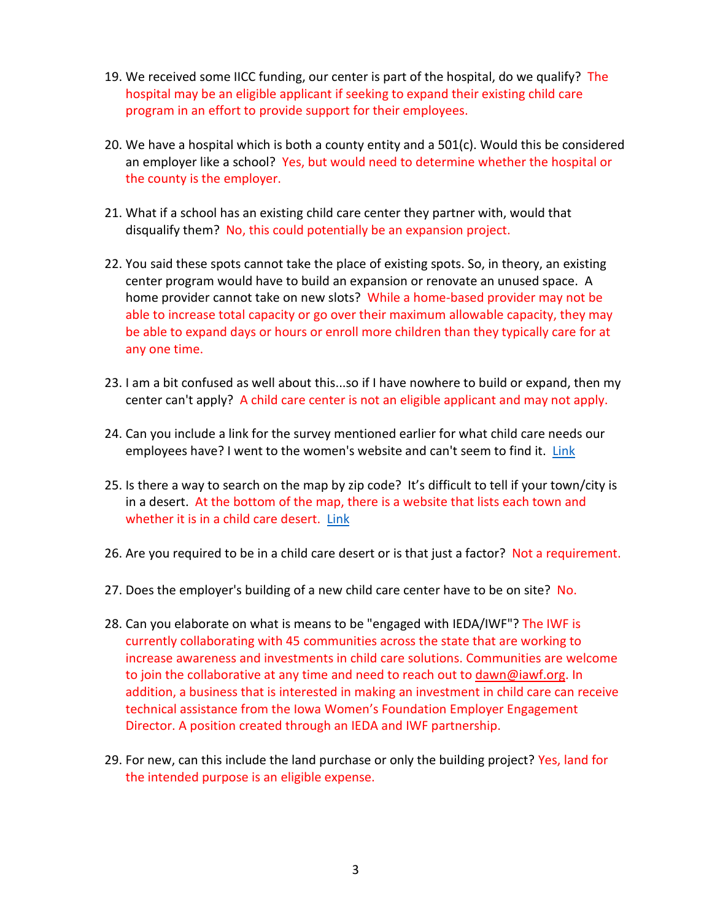19. We received some IICC funding, our center is part of the hospital, do we qualify? The hospital may be an eligible applicant if seeking to expand their existing child care program in an effort to provide support for their employees.

20. We have a hospital which is both a county entity and a 501(c). Would this be considered an employer like a school? Yes, but would need to determine whether the hospital or the county is the employer.

21. What if a school has an existing child care center they partner with, would that disqualify them? No, this could potentially be an expansion project.

22. You said these spots cannot take the place of existing spots. So, in theory, an existing center program would have to build an expansion or renovate an unused space. A home provider cannot take on new slots? While a home-based provider may not be able to increase total capacity or go over their maximum allowable capacity, they may be able to expand days or hours or enroll more children than they typically care for at any one time.

23. I am a bit confused as well about this...so if I have nowhere to build or expand, then my center can't apply? A child care center is not an eligible applicant and may not apply.

24. Can you include a link for the survey mentioned earlier for what child care needs our employees have? I went to the women's website and can't seem to find it. Link

25. Is there a way to search on the map by zip code? It's difficult to tell if your town/city is in a desert. At the bottom of the map, there is a website that lists each town and whether it is in a child care desert. Link

26. Are you required to be in a child care desert or is that just a factor? Not a requirement.

27. Does the employer's building of a new child care center have to be on site? No.

28. Can you elaborate on what is means to be "engaged with IEDA/IWF"? The IWF is currently collaborating with 45 communities across the state that are working to increase awareness and investments in child care solutions. Communities are welcome to join the collaborative at any time and need to reach out to dawn@iawf.org. In addition, a business that is interested in making an investment in child care can receive technical assistance from the Iowa Women's Foundation Employer Engagement Director. A position created through an IEDA and IWF partnership.

29. For new, can this include the land purchase or only the building project? Yes, land for the intended purpose is an eligible expense.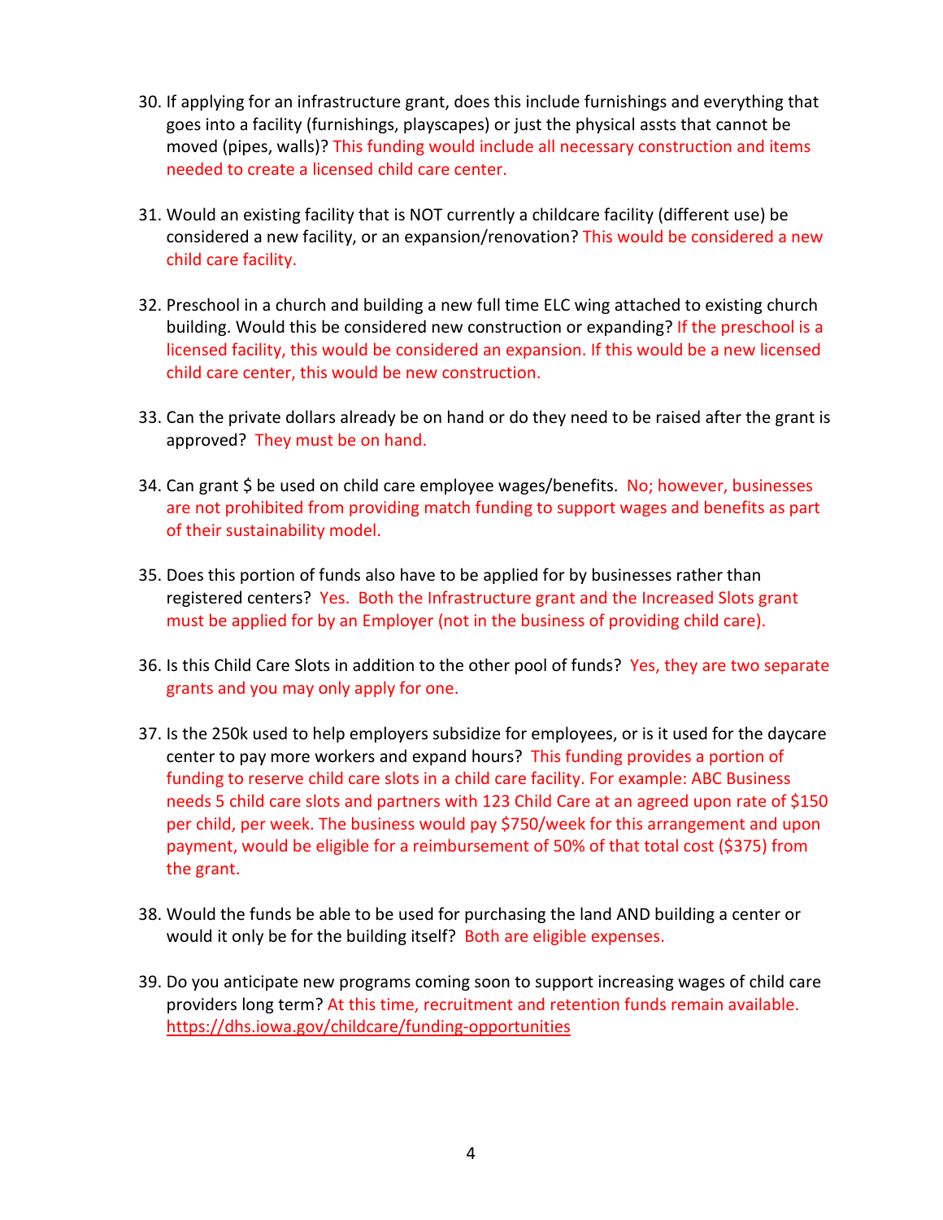30. If applying for an infrastructure grant, does this include furnishings and everything that goes into a facility (furnishings, playscapes) or just the physical assts that cannot be moved (pipes, walls)? This funding would include all necessary construction and items needed to create a licensed child care center.

31. Would an existing facility that is NOT currently a childcare facility (different use) be considered a new facility, or an expansion/renovation? This would be considered a new child care facility.

32. Preschool in a church and building a new full time ELC wing attached to existing church building. Would this be considered new construction or expanding? If the preschool is a licensed facility, this would be considered an expansion. If this would be a new licensed child care center, this would be new construction.

33. Can the private dollars already be on hand or do they need to be raised after the grant is approved? They must be on hand.

34. Can grant $ be used on child care employee wages/benefits. No; however, businesses are not prohibited from providing match funding to support wages and benefits as part of their sustainability model.

35. Does this portion of funds also have to be applied for by businesses rather than registered centers? Yes. Both the Infrastructure grant and the Increased Slots grant must be applied for by an Employer (not in the business of providing child care).

36. Is this Child Care Slots in addition to the other pool of funds? Yes, they are two separate grants and you may only apply for one.

37. Is the 250k used to help employers subsidize for employees, or is it used for the daycare center to pay more workers and expand hours? This funding provides a portion of funding to reserve child care slots in a child care facility. For example: ABC Business needs 5 child care slots and partners with 123 Child Care at an agreed upon rate of $150 per child, per week. The business would pay $750/week for this arrangement and upon payment, would be eligible for a reimbursement of 50% of that total cost ($375) from the grant.

38. Would the funds be able to be used for purchasing the land AND building a center or would it only be for the building itself? Both are eligible expenses.

39. Do you anticipate new programs coming soon to support increasing wages of child care providers long term? At this time, recruitment and retention funds remain available. https://dhs.iowa.gov/childcare/funding-opportunities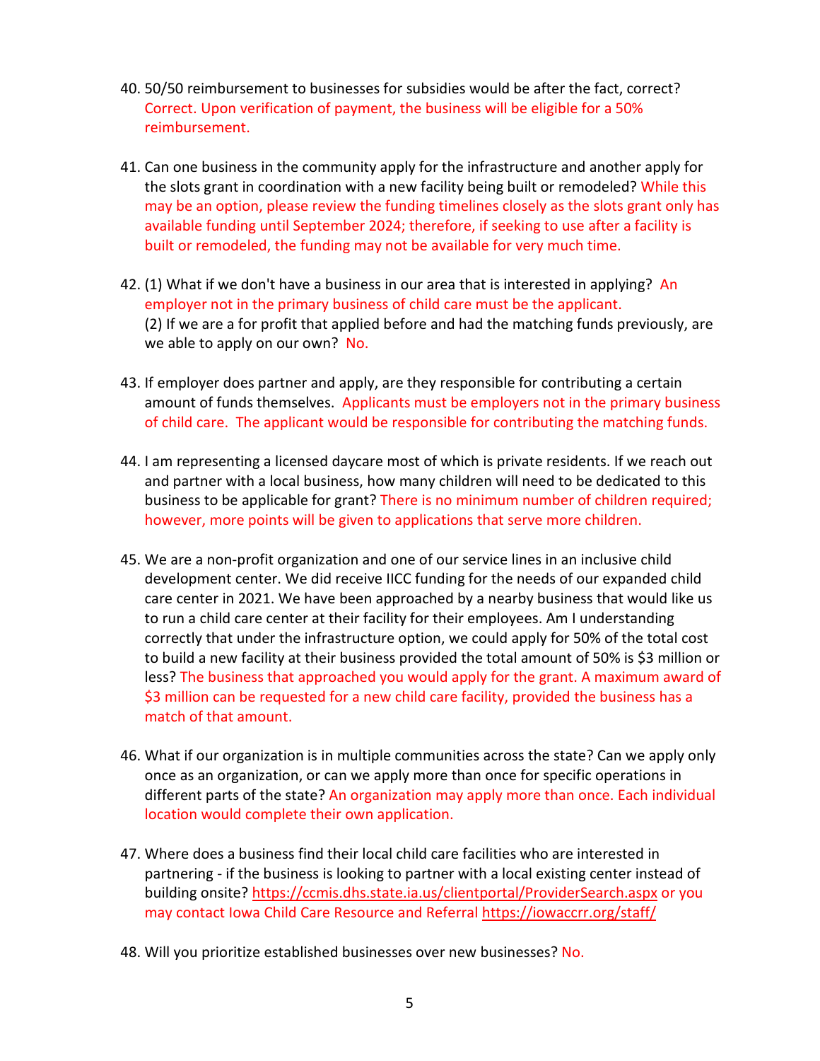40. 50/50 reimbursement to businesses for subsidies would be after the fact, correct? Correct. Upon verification of payment, the business will be eligible for a 50% reimbursement.

41. Can one business in the community apply for the infrastructure and another apply for the slots grant in coordination with a new facility being built or remodeled? While this may be an option, please review the funding timelines closely as the slots grant only has available funding until September 2024; therefore, if seeking to use after a facility is built or remodeled, the funding may not be available for very much time.

42. (1) What if we don't have a business in our area that is interested in applying? An employer not in the primary business of child care must be the applicant.
(2) If we are a for profit that applied before and had the matching funds previously, are we able to apply on our own? No.

43. If employer does partner and apply, are they responsible for contributing a certain amount of funds themselves. Applicants must be employers not in the primary business of child care. The applicant would be responsible for contributing the matching funds.

44. I am representing a licensed daycare most of which is private residents. If we reach out and partner with a local business, how many children will need to be dedicated to this business to be applicable for grant? There is no minimum number of children required; however, more points will be given to applications that serve more children.

45. We are a non-profit organization and one of our service lines in an inclusive child development center. We did receive IICC funding for the needs of our expanded child care center in 2021. We have been approached by a nearby business that would like us to run a child care center at their facility for their employees. Am I understanding correctly that under the infrastructure option, we could apply for 50% of the total cost to build a new facility at their business provided the total amount of 50% is $3 million or less? The business that approached you would apply for the grant. A maximum award of $3 million can be requested for a new child care facility, provided the business has a match of that amount.

46. What if our organization is in multiple communities across the state? Can we apply only once as an organization, or can we apply more than once for specific operations in different parts of the state? An organization may apply more than once. Each individual location would complete their own application.

47. Where does a business find their local child care facilities who are interested in partnering - if the business is looking to partner with a local existing center instead of building onsite? https://ccmis.dhs.state.ia.us/clientportal/ProviderSearch.aspx or you may contact Iowa Child Care Resource and Referral https://iowaccrr.org/staff/

48. Will you prioritize established businesses over new businesses? No.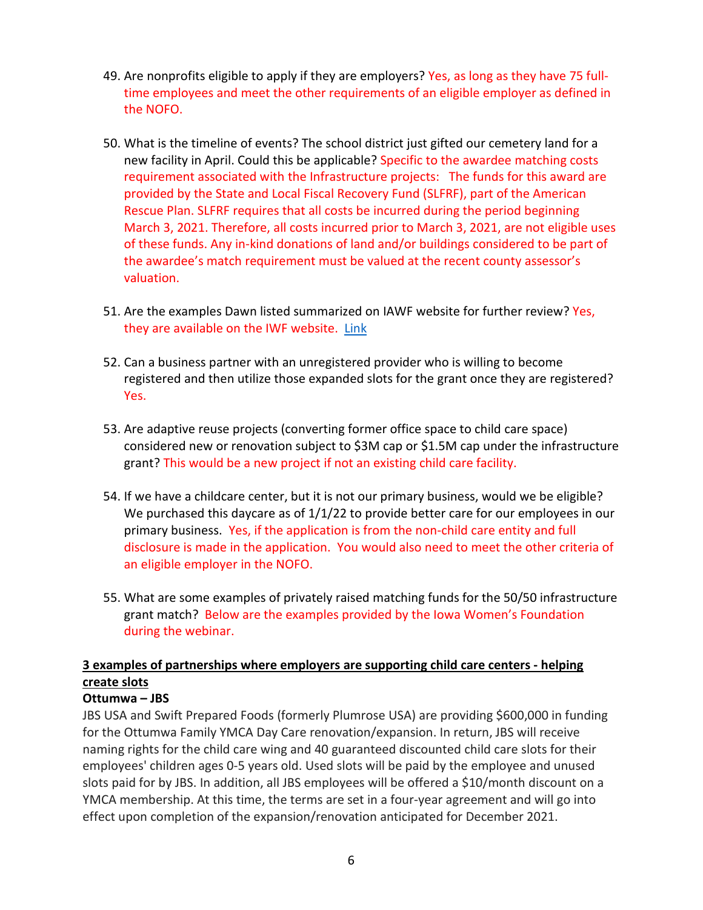49. Are nonprofits eligible to apply if they are employers? Yes, as long as they have 75 full-time employees and meet the other requirements of an eligible employer as defined in the NOFO.

50. What is the timeline of events? The school district just gifted our cemetery land for a new facility in April. Could this be applicable? Specific to the awardee matching costs requirement associated with the Infrastructure projects: The funds for this award are provided by the State and Local Fiscal Recovery Fund (SLFRF), part of the American Rescue Plan. SLFRF requires that all costs be incurred during the period beginning March 3, 2021. Therefore, all costs incurred prior to March 3, 2021, are not eligible uses of these funds. Any in-kind donations of land and/or buildings considered to be part of the awardee's match requirement must be valued at the recent county assessor's valuation.

51. Are the examples Dawn listed summarized on IAWF website for further review? Yes, they are available on the IWF website. Link

52. Can a business partner with an unregistered provider who is willing to become registered and then utilize those expanded slots for the grant once they are registered? Yes.

53. Are adaptive reuse projects (converting former office space to child care space) considered new or renovation subject to $3M cap or $1.5M cap under the infrastructure grant? This would be a new project if not an existing child care facility.

54. If we have a childcare center, but it is not our primary business, would we be eligible? We purchased this daycare as of 1/1/22 to provide better care for our employees in our primary business. Yes, if the application is from the non-child care entity and full disclosure is made in the application. You would also need to meet the other criteria of an eligible employer in the NOFO.

55. What are some examples of privately raised matching funds for the 50/50 infrastructure grant match? Below are the examples provided by the Iowa Women's Foundation during the webinar.

**3 examples of partnerships where employers are supporting child care centers - helping create slots**

**Ottumwa – JBS**

JBS USA and Swift Prepared Foods (formerly Plumrose USA) are providing $600,000 in funding for the Ottumwa Family YMCA Day Care renovation/expansion. In return, JBS will receive naming rights for the child care wing and 40 guaranteed discounted child care slots for their employees' children ages 0-5 years old. Used slots will be paid by the employee and unused slots paid for by JBS. In addition, all JBS employees will be offered a $10/month discount on a YMCA membership. At this time, the terms are set in a four-year agreement and will go into effect upon completion of the expansion/renovation anticipated for December 2021.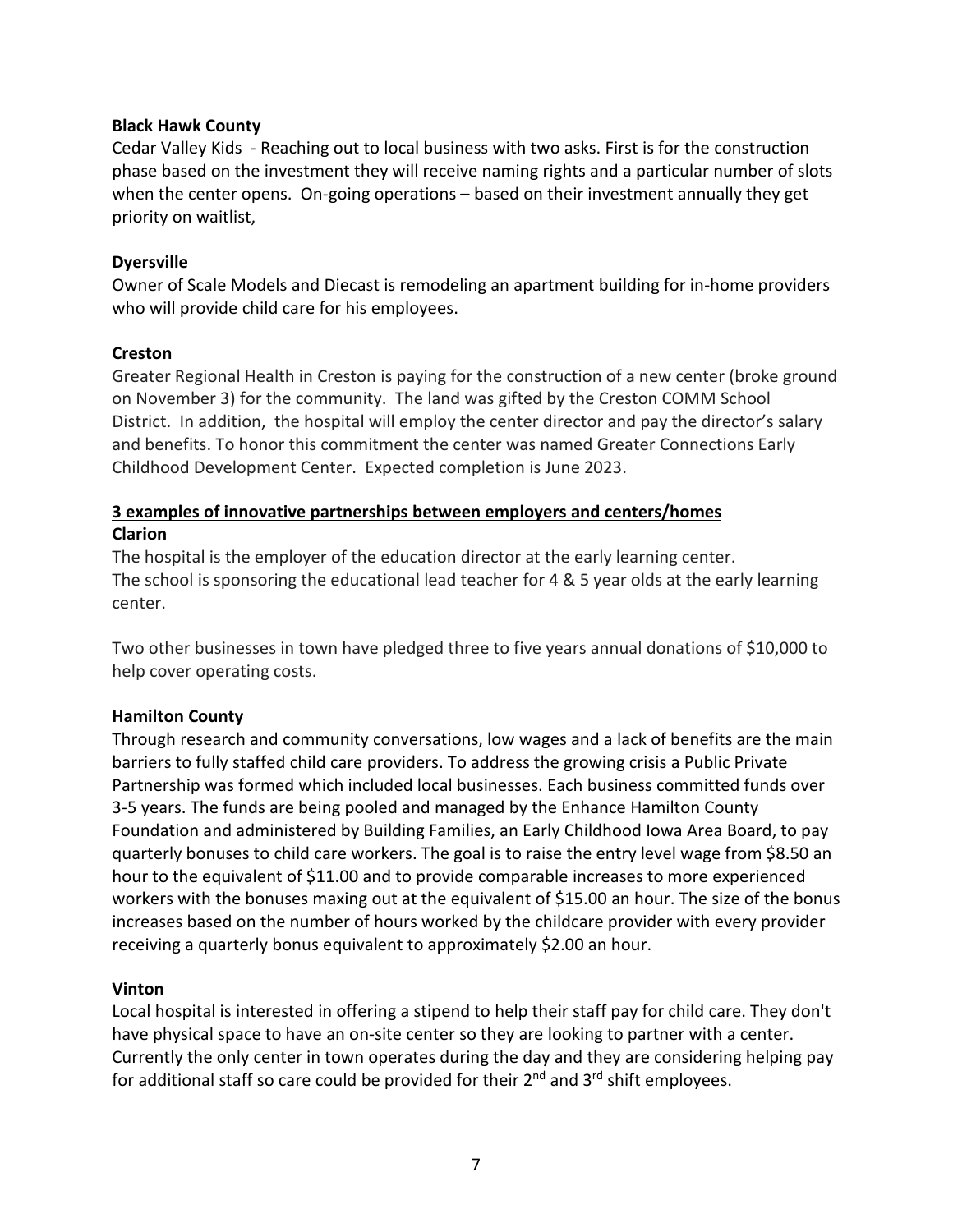**Black Hawk County**

Cedar Valley Kids - Reaching out to local business with two asks. First is for the construction phase based on the investment they will receive naming rights and a particular number of slots when the center opens. On-going operations – based on their investment annually they get priority on waitlist,

**Dyersville**

Owner of Scale Models and Diecast is remodeling an apartment building for in-home providers who will provide child care for his employees.

**Creston**

Greater Regional Health in Creston is paying for the construction of a new center (broke ground on November 3) for the community. The land was gifted by the Creston COMM School District. In addition, the hospital will employ the center director and pay the director's salary and benefits. To honor this commitment the center was named Greater Connections Early Childhood Development Center. Expected completion is June 2023.

**<u>3 examples of innovative partnerships between employers and centers/homes</u>**

**Clarion**

The hospital is the employer of the education director at the early learning center.
The school is sponsoring the educational lead teacher for 4 & 5 year olds at the early learning center.

Two other businesses in town have pledged three to five years annual donations of $10,000 to help cover operating costs.

**Hamilton County**

Through research and community conversations, low wages and a lack of benefits are the main barriers to fully staffed child care providers. To address the growing crisis a Public Private Partnership was formed which included local businesses. Each business committed funds over 3-5 years. The funds are being pooled and managed by the Enhance Hamilton County Foundation and administered by Building Families, an Early Childhood Iowa Area Board, to pay quarterly bonuses to child care workers. The goal is to raise the entry level wage from $8.50 an hour to the equivalent of $11.00 and to provide comparable increases to more experienced workers with the bonuses maxing out at the equivalent of $15.00 an hour. The size of the bonus increases based on the number of hours worked by the childcare provider with every provider receiving a quarterly bonus equivalent to approximately $2.00 an hour.

**Vinton**

Local hospital is interested in offering a stipend to help their staff pay for child care. They don't have physical space to have an on-site center so they are looking to partner with a center. Currently the only center in town operates during the day and they are considering helping pay for additional staff so care could be provided for their 2nd and 3rd shift employees.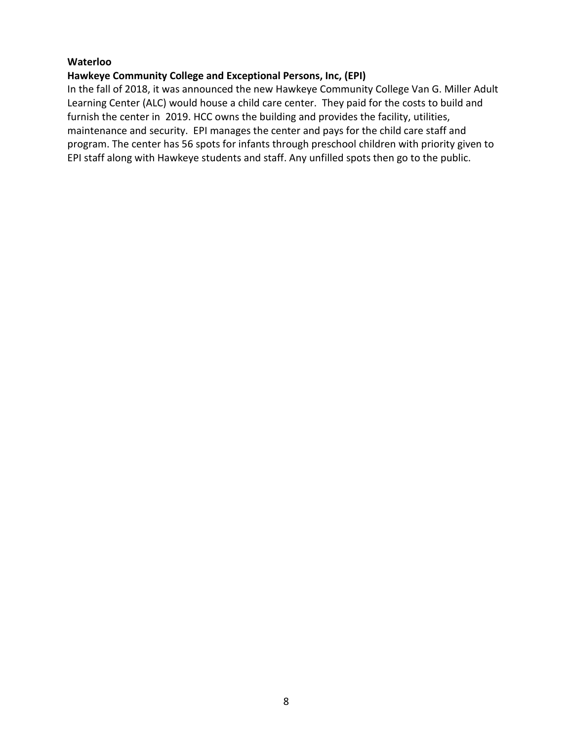**Waterloo**

**Hawkeye Community College and Exceptional Persons, Inc, (EPI)**

In the fall of 2018, it was announced the new Hawkeye Community College Van G. Miller Adult Learning Center (ALC) would house a child care center. They paid for the costs to build and furnish the center in 2019. HCC owns the building and provides the facility, utilities, maintenance and security. EPI manages the center and pays for the child care staff and program. The center has 56 spots for infants through preschool children with priority given to EPI staff along with Hawkeye students and staff. Any unfilled spots then go to the public.